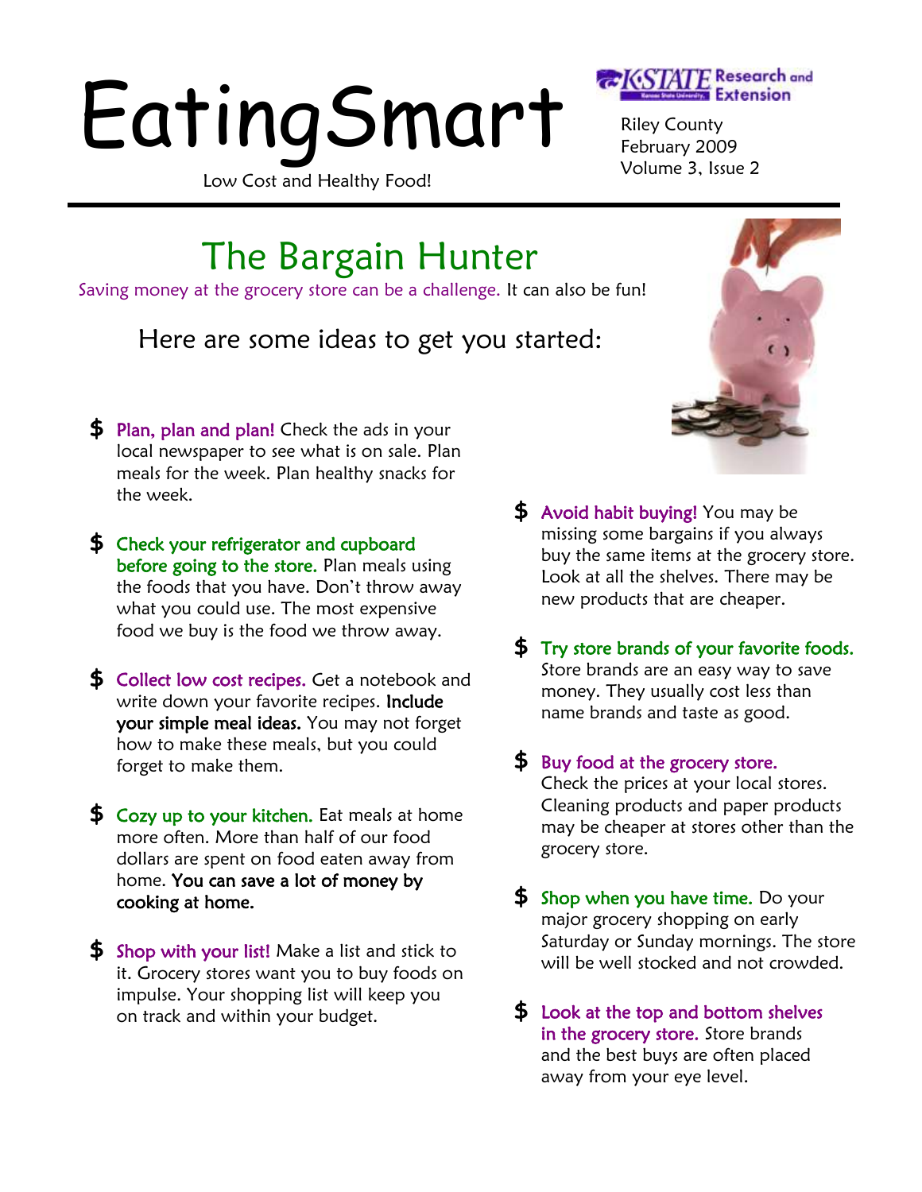# EatingSmart

Low Cost and Healthy Food!

K-STATE Research and Extension

Riley County
February 2009
Volume 3, Issue 2

## The Bargain Hunter

Saving money at the grocery store can be a challenge. It can also be fun!

### Here are some ideas to get you started:

- $ **Plan, plan and plan!** Check the ads in your local newspaper to see what is on sale. Plan meals for the week. Plan healthy snacks for the week.
- $ **Check your refrigerator and cupboard before going to the store.** Plan meals using the foods that you have. Don't throw away what you could use. The most expensive food we buy is the food we throw away.
- $ **Collect low cost recipes.** Get a notebook and write down your favorite recipes. **Include your simple meal ideas.** You may not forget how to make these meals, but you could forget to make them.
- $ **Cozy up to your kitchen.** Eat meals at home more often. More than half of our food dollars are spent on food eaten away from home. **You can save a lot of money by cooking at home.**
- $ **Shop with your list!** Make a list and stick to it. Grocery stores want you to buy foods on impulse. Your shopping list will keep you on track and within your budget.
- $ **Avoid habit buying!** You may be missing some bargains if you always buy the same items at the grocery store. Look at all the shelves. There may be new products that are cheaper.
- $ **Try store brands of your favorite foods.** Store brands are an easy way to save money. They usually cost less than name brands and taste as good.
- $ **Buy food at the grocery store.** Check the prices at your local stores. Cleaning products and paper products may be cheaper at stores other than the grocery store.
- $ **Shop when you have time.** Do your major grocery shopping on early Saturday or Sunday mornings. The store will be well stocked and not crowded.
- $ **Look at the top and bottom shelves in the grocery store.** Store brands and the best buys are often placed away from your eye level.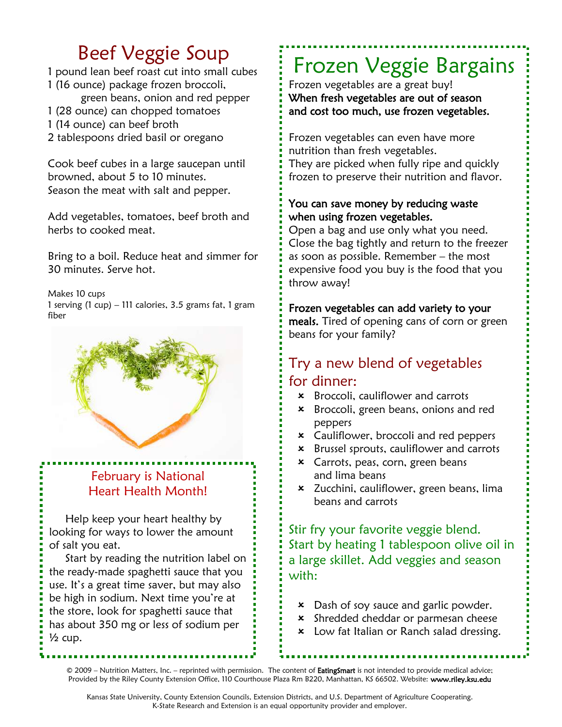# Beef Veggie Soup

1 pound lean beef roast cut into small cubes
1 (16 ounce) package frozen broccoli, green beans, onion and red pepper
1 (28 ounce) can chopped tomatoes
1 (14 ounce) can beef broth
2 tablespoons dried basil or oregano

Cook beef cubes in a large saucepan until browned, about 5 to 10 minutes. Season the meat with salt and pepper.

Add vegetables, tomatoes, beef broth and herbs to cooked meat.

Bring to a boil. Reduce heat and simmer for 30 minutes. Serve hot.

Makes 10 cups
1 serving (1 cup) – 111 calories, 3.5 grams fat, 1 gram fiber

## February is National Heart Health Month!

Help keep your heart healthy by looking for ways to lower the amount of salt you eat.

Start by reading the nutrition label on the ready-made spaghetti sauce that you use. It's a great time saver, but may also be high in sodium. Next time you're at the store, look for spaghetti sauce that has about 350 mg or less of sodium per ½ cup.

# Frozen Veggie Bargains

Frozen vegetables are a great buy!
**When fresh vegetables are out of season and cost too much, use frozen vegetables.**

Frozen vegetables can even have more nutrition than fresh vegetables. They are picked when fully ripe and quickly frozen to preserve their nutrition and flavor.

**You can save money by reducing waste when using frozen vegetables.**
Open a bag and use only what you need. Close the bag tightly and return to the freezer as soon as possible. Remember – the most expensive food you buy is the food that you throw away!

**Frozen vegetables can add variety to your meals.** Tired of opening cans of corn or green beans for your family?

## Try a new blend of vegetables for dinner:

- Broccoli, cauliflower and carrots
- Broccoli, green beans, onions and red peppers
- Cauliflower, broccoli and red peppers
- Brussel sprouts, cauliflower and carrots
- Carrots, peas, corn, green beans and lima beans
- Zucchini, cauliflower, green beans, lima beans and carrots

Stir fry your favorite veggie blend. Start by heating 1 tablespoon olive oil in a large skillet. Add veggies and season with:

- Dash of soy sauce and garlic powder.
- Shredded cheddar or parmesan cheese
- Low fat Italian or Ranch salad dressing.

© 2009 – Nutrition Matters, Inc. – reprinted with permission. The content of **EatingSmart** is not intended to provide medical advice; Provided by the Riley County Extension Office, 110 Courthouse Plaza Rm B220, Manhattan, KS 66502. Website: **www.riley.ksu.edu**

Kansas State University, County Extension Councils, Extension Districts, and U.S. Department of Agriculture Cooperating.
K-State Research and Extension is an equal opportunity provider and employer.